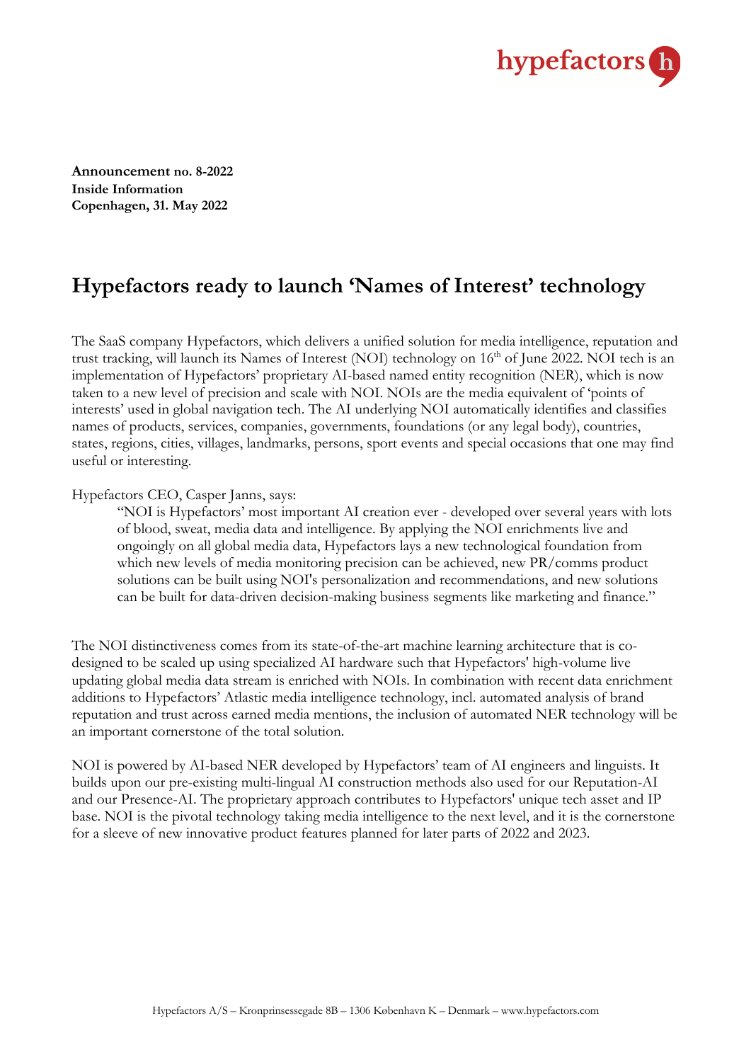**Announcement no. 8-2022**
**Inside Information**
**Copenhagen, 31. May 2022**

# Hypefactors ready to launch 'Names of Interest' technology

The SaaS company Hypefactors, which delivers a unified solution for media intelligence, reputation and trust tracking, will launch its Names of Interest (NOI) technology on 16th of June 2022. NOI tech is an implementation of Hypefactors' proprietary AI-based named entity recognition (NER), which is now taken to a new level of precision and scale with NOI. NOIs are the media equivalent of 'points of interests' used in global navigation tech. The AI underlying NOI automatically identifies and classifies names of products, services, companies, governments, foundations (or any legal body), countries, states, regions, cities, villages, landmarks, persons, sport events and special occasions that one may find useful or interesting.

Hypefactors CEO, Casper Janns, says:

> "NOI is Hypefactors' most important AI creation ever - developed over several years with lots of blood, sweat, media data and intelligence. By applying the NOI enrichments live and ongoingly on all global media data, Hypefactors lays a new technological foundation from which new levels of media monitoring precision can be achieved, new PR/comms product solutions can be built using NOI's personalization and recommendations, and new solutions can be built for data-driven decision-making business segments like marketing and finance."

The NOI distinctiveness comes from its state-of-the-art machine learning architecture that is co-designed to be scaled up using specialized AI hardware such that Hypefactors' high-volume live updating global media data stream is enriched with NOIs. In combination with recent data enrichment additions to Hypefactors' Atlastic media intelligence technology, incl. automated analysis of brand reputation and trust across earned media mentions, the inclusion of automated NER technology will be an important cornerstone of the total solution.

NOI is powered by AI-based NER developed by Hypefactors' team of AI engineers and linguists. It builds upon our pre-existing multi-lingual AI construction methods also used for our Reputation-AI and our Presence-AI. The proprietary approach contributes to Hypefactors' unique tech asset and IP base. NOI is the pivotal technology taking media intelligence to the next level, and it is the cornerstone for a sleeve of new innovative product features planned for later parts of 2022 and 2023.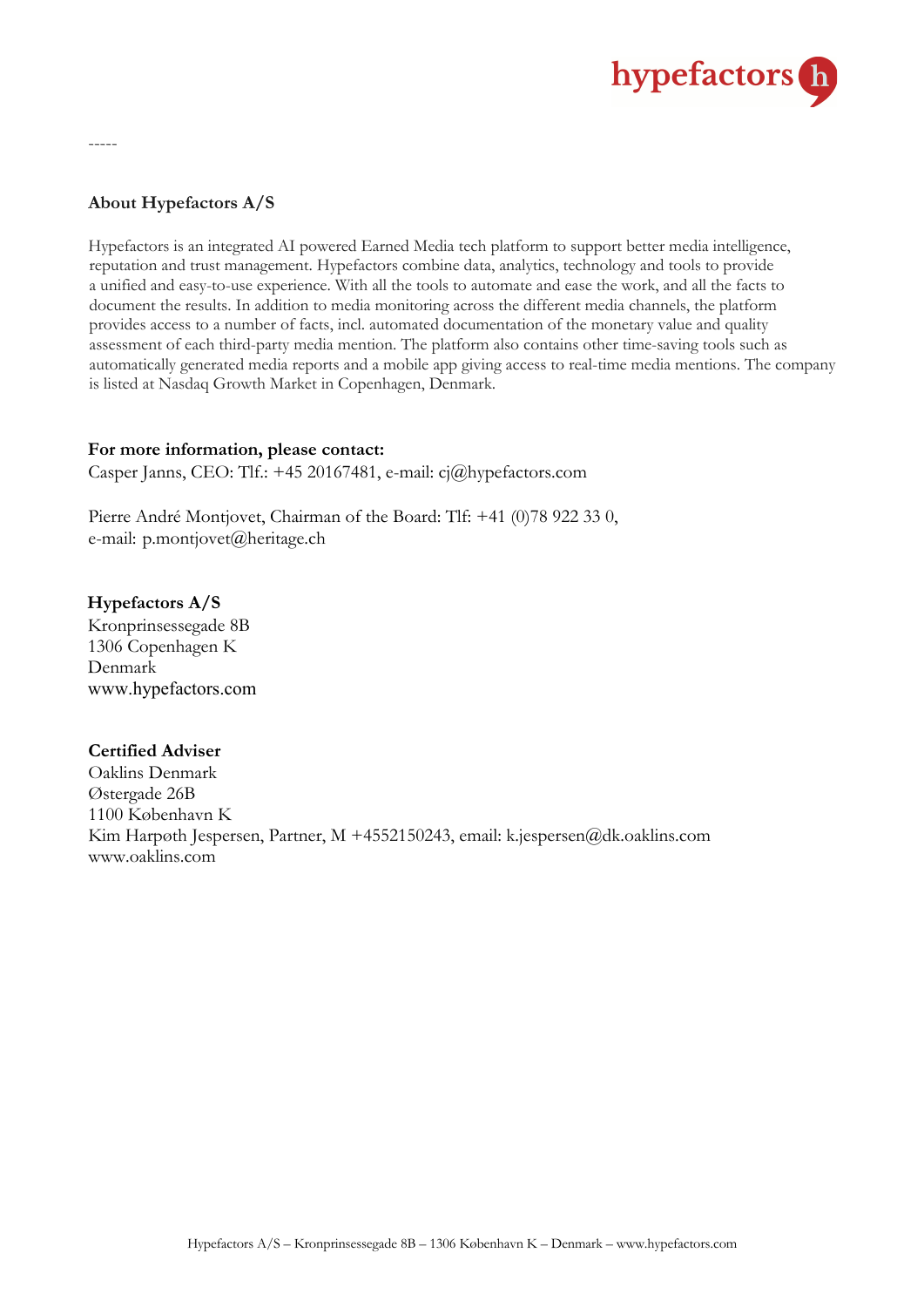-----

**About Hypefactors A/S**

Hypefactors is an integrated AI powered Earned Media tech platform to support better media intelligence, reputation and trust management. Hypefactors combine data, analytics, technology and tools to provide a unified and easy-to-use experience. With all the tools to automate and ease the work, and all the facts to document the results. In addition to media monitoring across the different media channels, the platform provides access to a number of facts, incl. automated documentation of the monetary value and quality assessment of each third-party media mention. The platform also contains other time-saving tools such as automatically generated media reports and a mobile app giving access to real-time media mentions. The company is listed at Nasdaq Growth Market in Copenhagen, Denmark.

**For more information, please contact:**
Casper Janns, CEO: Tlf.: +45 20167481, e-mail: cj@hypefactors.com

Pierre André Montjovet, Chairman of the Board: Tlf: +41 (0)78 922 33 0,
e-mail: p.montjovet@heritage.ch

**Hypefactors A/S**
Kronprinsessegade 8B
1306 Copenhagen K
Denmark
www.hypefactors.com

**Certified Adviser**
Oaklins Denmark
Østergade 26B
1100 København K
Kim Harpøth Jespersen, Partner, M +4552150243, email: k.jespersen@dk.oaklins.com
www.oaklins.com